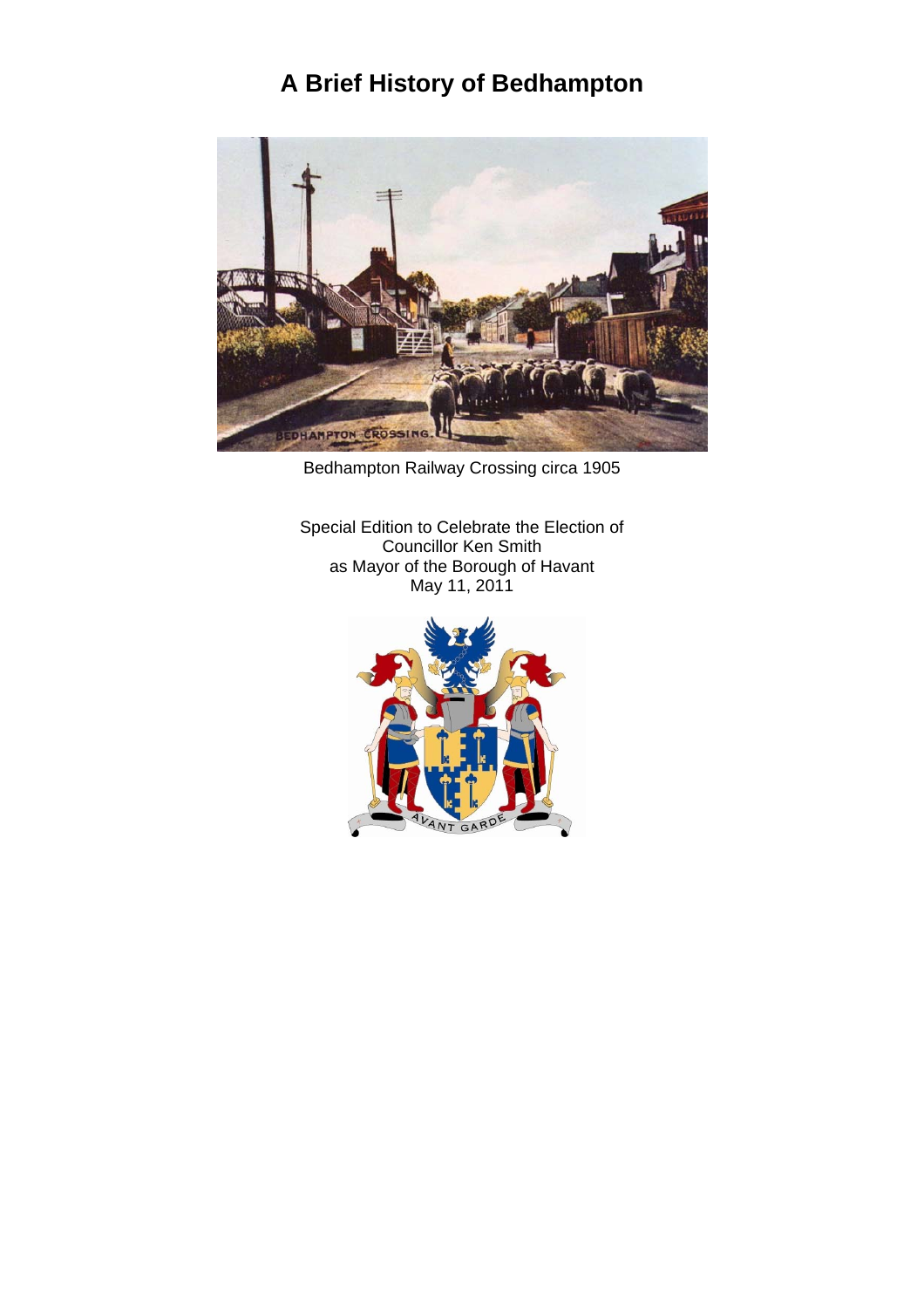# A Brief History of Bedhampton

Bedhampton Railway Crossing circa 1905

Special Edition to Celebrate the Election of
Councillor Ken Smith
as Mayor of the Borough of Havant
May 11, 2011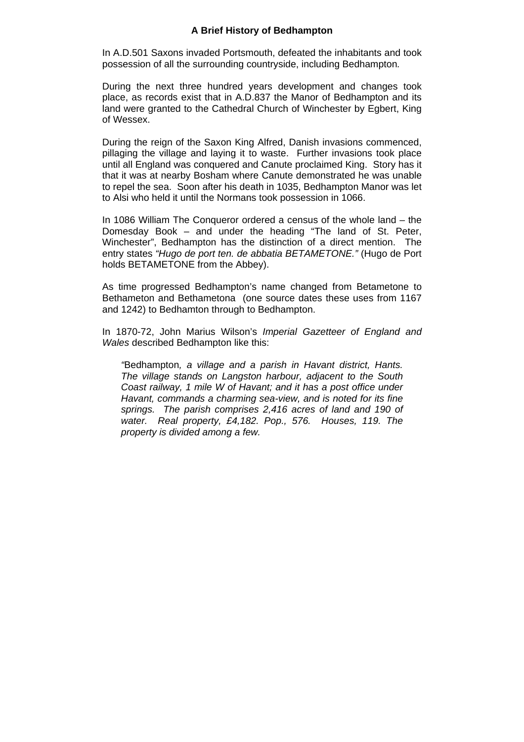# A Brief History of Bedhampton

In A.D.501 Saxons invaded Portsmouth, defeated the inhabitants and took possession of all the surrounding countryside, including Bedhampton*.*

During the next three hundred years development and changes took place, as records exist that in A.D.837 the Manor of Bedhampton and its land were granted to the Cathedral Church of Winchester by Egbert, King of Wessex.

During the reign of the Saxon King Alfred, Danish invasions commenced, pillaging the village and laying it to waste. Further invasions took place until all England was conquered and Canute proclaimed King. Story has it that it was at nearby Bosham where Canute demonstrated he was unable to repel the sea. Soon after his death in 1035, Bedhampton Manor was let to Alsi who held it until the Normans took possession in 1066.

In 1086 William The Conqueror ordered a census of the whole land – the Domesday Book – and under the heading "The land of St. Peter, Winchester", Bedhampton has the distinction of a direct mention. The entry states *"Hugo de port ten. de abbatia BETAMETONE."* (Hugo de Port holds BETAMETONE from the Abbey).

As time progressed Bedhampton's name changed from Betametone to Bethameton and Bethametona (one source dates these uses from 1167 and 1242) to Bedhamton through to Bedhampton.

In 1870-72, John Marius Wilson's *Imperial Gazetteer of England and Wales* described Bedhampton like this:

> *"*Bedhampton*, a village and a parish in Havant district, Hants. The village stands on Langston harbour, adjacent to the South Coast railway, 1 mile W of Havant; and it has a post office under Havant, commands a charming sea-view, and is noted for its fine springs. The parish comprises 2,416 acres of land and 190 of water. Real property, £4,182. Pop., 576. Houses, 119. The property is divided among a few.*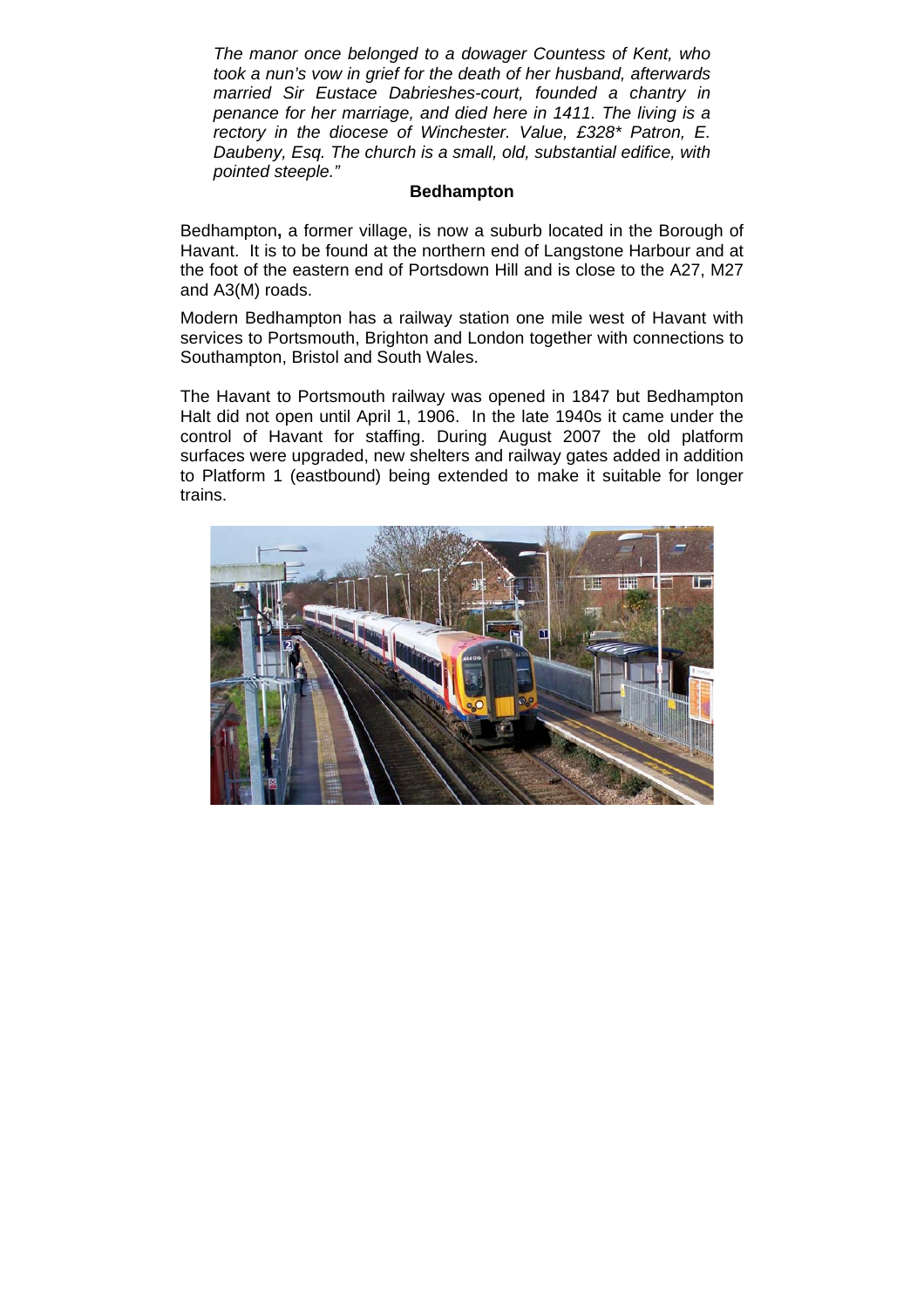*The manor once belonged to a dowager Countess of Kent, who took a nun's vow in grief for the death of her husband, afterwards married Sir Eustace Dabrieshes-court, founded a chantry in penance for her marriage, and died here in 1411. The living is a rectory in the diocese of Winchester. Value, £328* Patron, E. Daubeny, Esq. The church is a small, old, substantial edifice, with pointed steeple."*

## Bedhampton

Bedhampton**,** a former village, is now a suburb located in the Borough of Havant. It is to be found at the northern end of Langstone Harbour and at the foot of the eastern end of Portsdown Hill and is close to the A27, M27 and A3(M) roads.

Modern Bedhampton has a railway station one mile west of Havant with services to Portsmouth, Brighton and London together with connections to Southampton, Bristol and South Wales.

The Havant to Portsmouth railway was opened in 1847 but Bedhampton Halt did not open until April 1, 1906. In the late 1940s it came under the control of Havant for staffing. During August 2007 the old platform surfaces were upgraded, new shelters and railway gates added in addition to Platform 1 (eastbound) being extended to make it suitable for longer trains.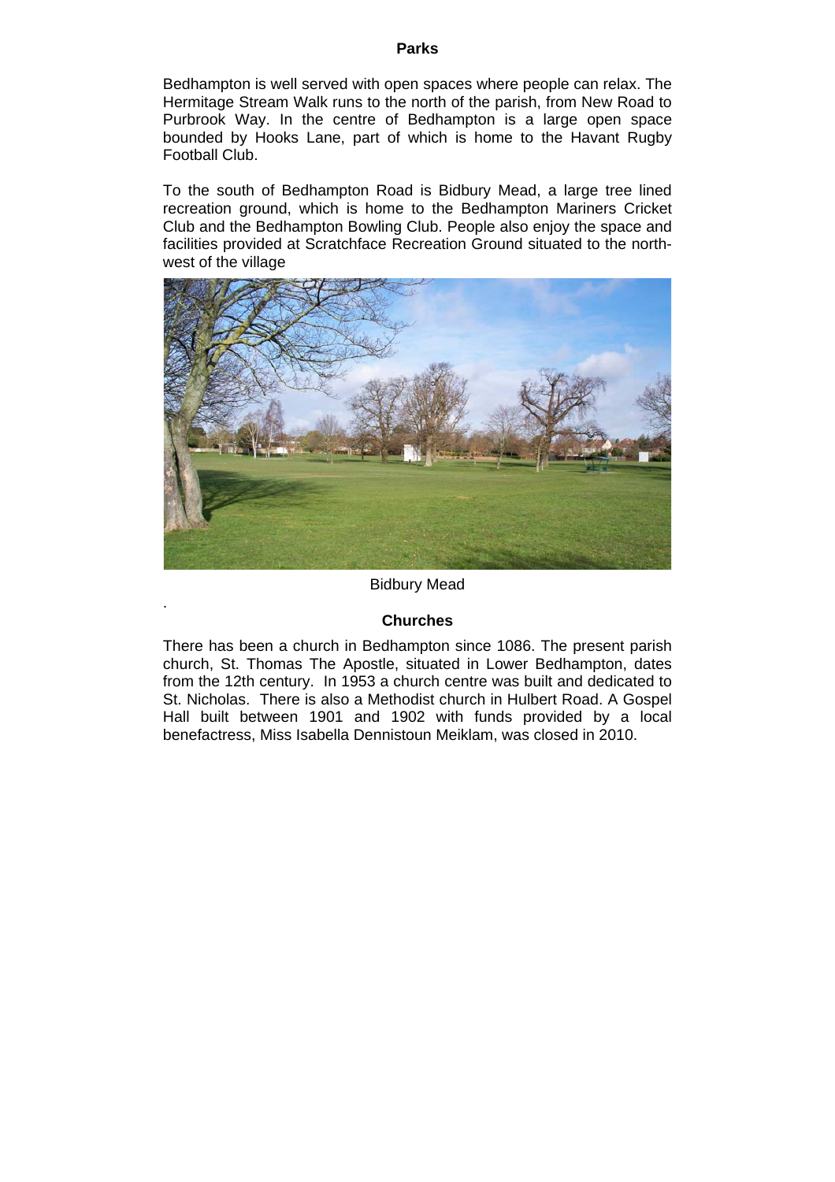## Parks

Bedhampton is well served with open spaces where people can relax. The Hermitage Stream Walk runs to the north of the parish, from New Road to Purbrook Way. In the centre of Bedhampton is a large open space bounded by Hooks Lane, part of which is home to the Havant Rugby Football Club.

To the south of Bedhampton Road is Bidbury Mead, a large tree lined recreation ground, which is home to the Bedhampton Mariners Cricket Club and the Bedhampton Bowling Club. People also enjoy the space and facilities provided at Scratchface Recreation Ground situated to the north-west of the village

Bidbury Mead

## Churches

There has been a church in Bedhampton since 1086. The present parish church, St. Thomas The Apostle, situated in Lower Bedhampton, dates from the 12th century. In 1953 a church centre was built and dedicated to St. Nicholas. There is also a Methodist church in Hulbert Road. A Gospel Hall built between 1901 and 1902 with funds provided by a local benefactress, Miss Isabella Dennistoun Meiklam, was closed in 2010.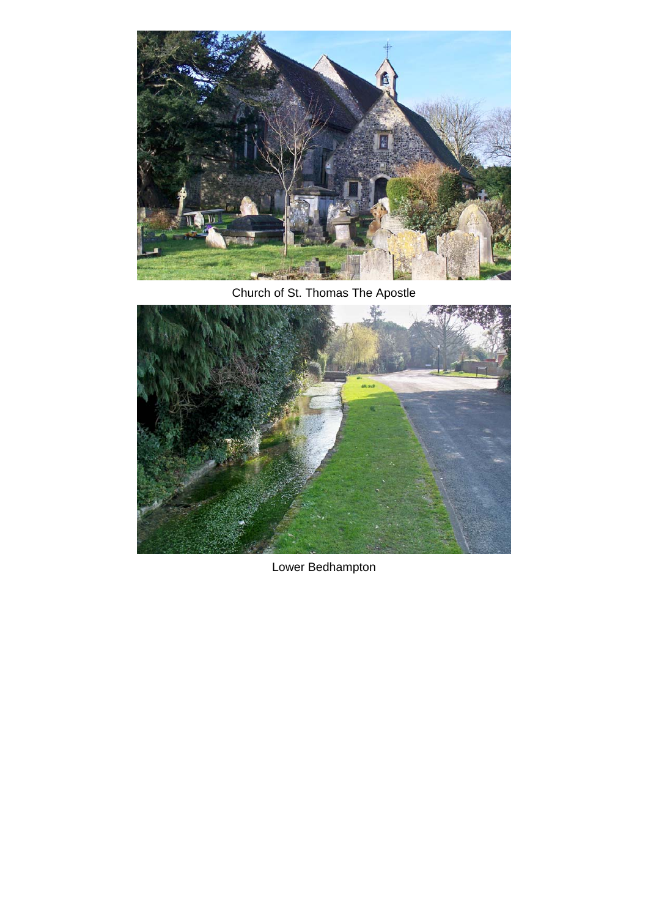Church of St. Thomas The Apostle

Lower Bedhampton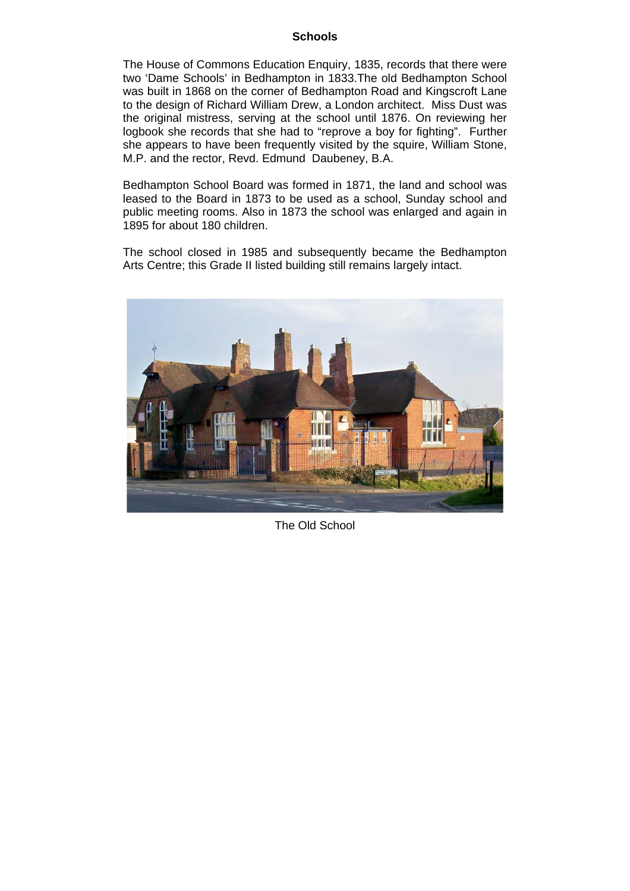## Schools

The House of Commons Education Enquiry, 1835, records that there were two 'Dame Schools' in Bedhampton in 1833.The old Bedhampton School was built in 1868 on the corner of Bedhampton Road and Kingscroft Lane to the design of Richard William Drew, a London architect. Miss Dust was the original mistress, serving at the school until 1876. On reviewing her logbook she records that she had to "reprove a boy for fighting". Further she appears to have been frequently visited by the squire, William Stone, M.P. and the rector, Revd. Edmund Daubeney, B.A.

Bedhampton School Board was formed in 1871, the land and school was leased to the Board in 1873 to be used as a school, Sunday school and public meeting rooms. Also in 1873 the school was enlarged and again in 1895 for about 180 children.

The school closed in 1985 and subsequently became the Bedhampton Arts Centre; this Grade II listed building still remains largely intact.

The Old School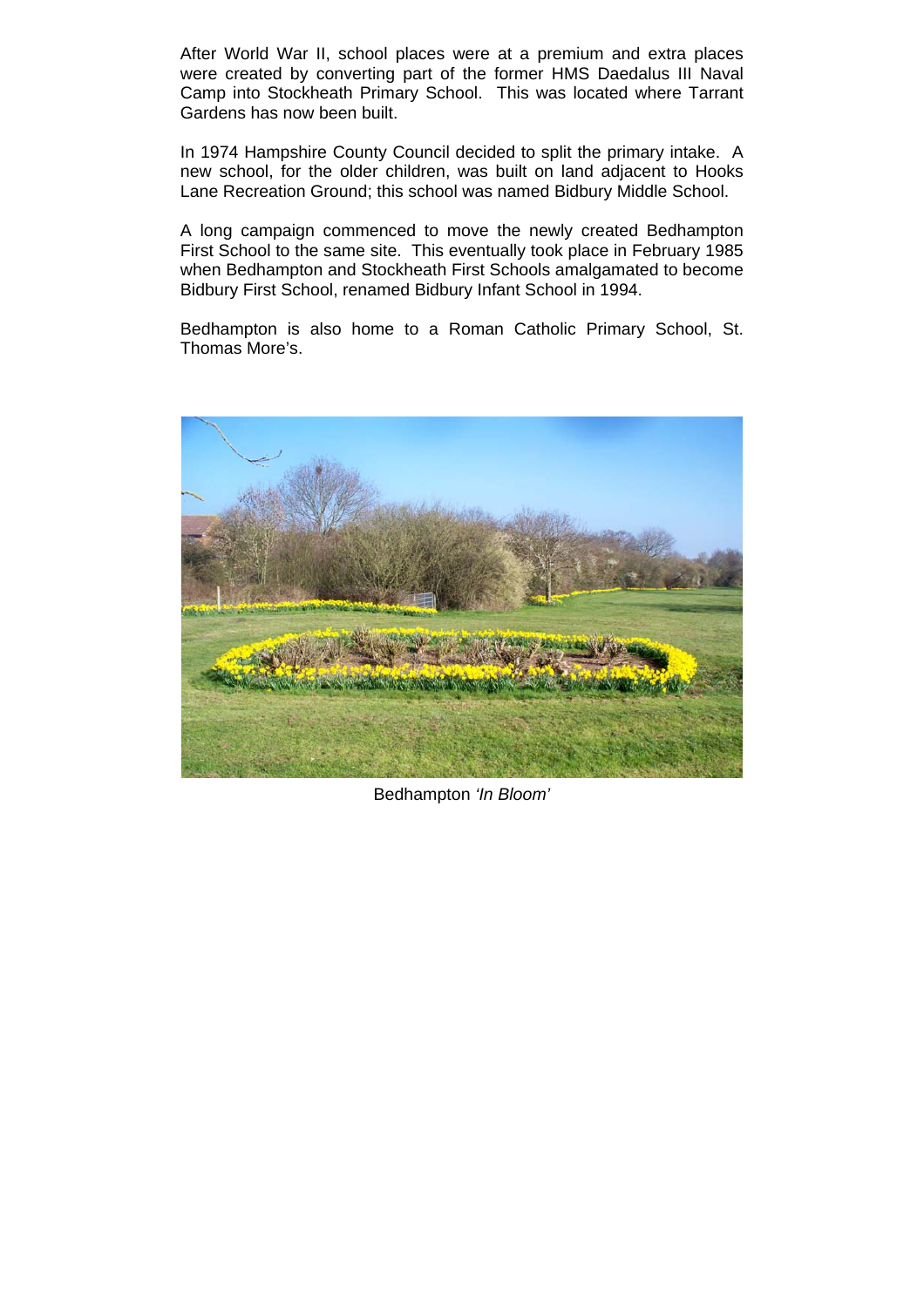After World War II, school places were at a premium and extra places were created by converting part of the former HMS Daedalus III Naval Camp into Stockheath Primary School. This was located where Tarrant Gardens has now been built.

In 1974 Hampshire County Council decided to split the primary intake. A new school, for the older children, was built on land adjacent to Hooks Lane Recreation Ground; this school was named Bidbury Middle School.

A long campaign commenced to move the newly created Bedhampton First School to the same site. This eventually took place in February 1985 when Bedhampton and Stockheath First Schools amalgamated to become Bidbury First School, renamed Bidbury Infant School in 1994.

Bedhampton is also home to a Roman Catholic Primary School, St. Thomas More's.

Bedhampton *'In Bloom'*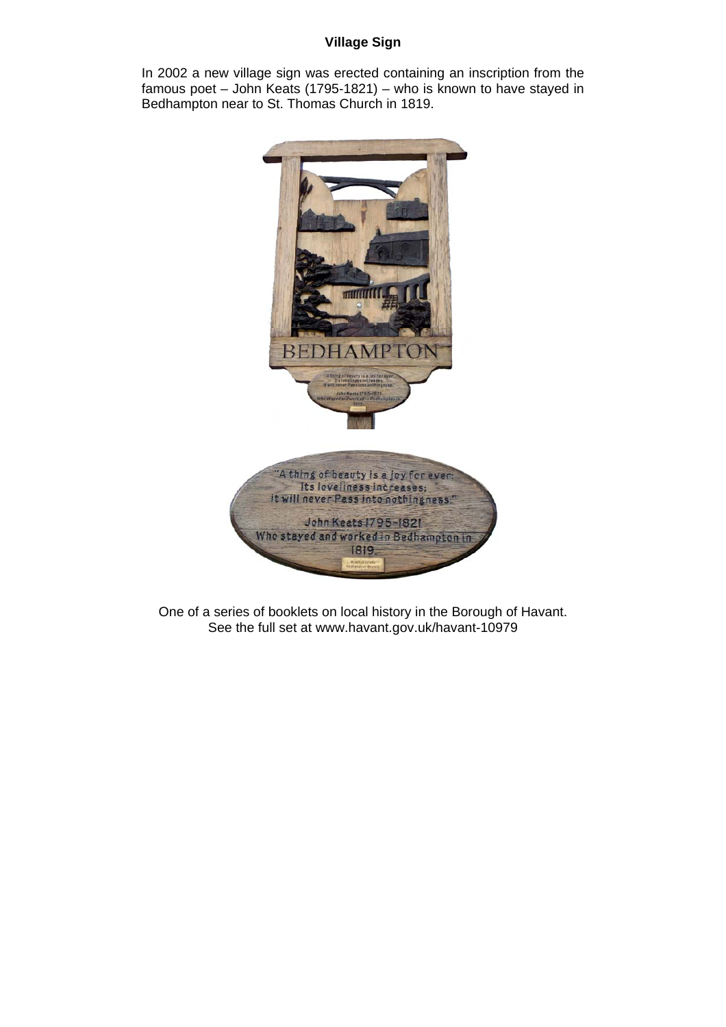## Village Sign

In 2002 a new village sign was erected containing an inscription from the famous poet – John Keats (1795-1821) – who is known to have stayed in Bedhampton near to St. Thomas Church in 1819.

One of a series of booklets on local history in the Borough of Havant.
See the full set at www.havant.gov.uk/havant-10979